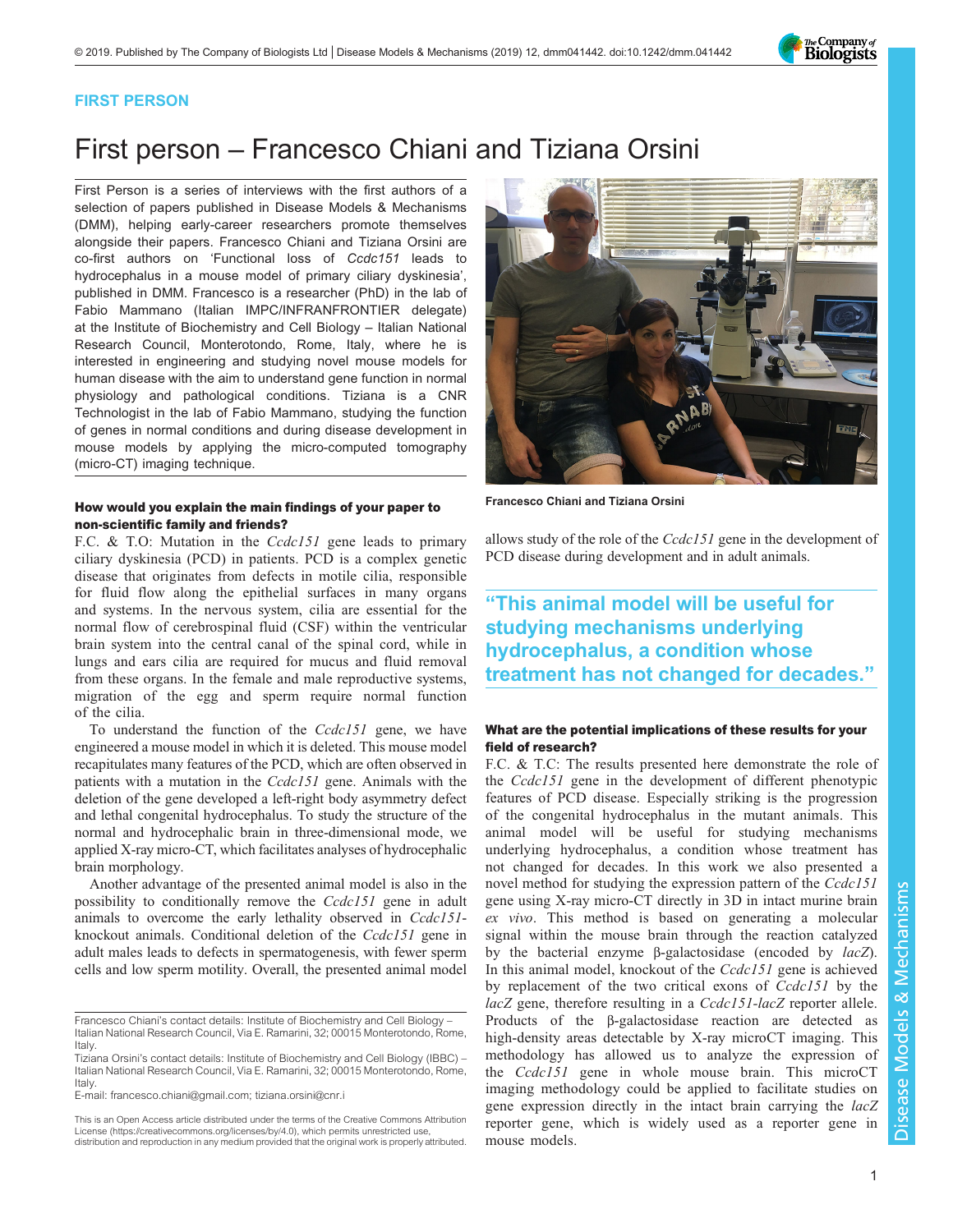FIRST PERSON

# First person – Francesco Chiani and Tiziana Orsini

First Person is a series of interviews with the first authors of a selection of papers published in Disease Models & Mechanisms (DMM), helping early-career researchers promote themselves alongside their papers. Francesco Chiani and Tiziana Orsini are co-first authors on 'Functional loss of *Ccdc151* leads to hydrocephalus in a mouse model of primary ciliary dyskinesia', published in DMM. Francesco is a researcher (PhD) in the lab of Fabio Mammano (Italian IMPC/INFRANFRONTIER delegate) at the Institute of Biochemistry and Cell Biology – Italian National Research Council, Monterotondo, Rome, Italy, where he is interested in engineering and studying novel mouse models for human disease with the aim to understand gene function in normal physiology and pathological conditions. Tiziana is a CNR Technologist in the lab of Fabio Mammano, studying the function of genes in normal conditions and during disease development in mouse models by applying the micro-computed tomography (micro-CT) imaging technique.

Francesco Chiani and Tiziana Orsini

### How would you explain the main findings of your paper to non-scientific family and friends?

F.C. & T.O: Mutation in the *Ccdc151* gene leads to primary ciliary dyskinesia (PCD) in patients. PCD is a complex genetic disease that originates from defects in motile cilia, responsible for fluid flow along the epithelial surfaces in many organs and systems. In the nervous system, cilia are essential for the normal flow of cerebrospinal fluid (CSF) within the ventricular brain system into the central canal of the spinal cord, while in lungs and ears cilia are required for mucus and fluid removal from these organs. In the female and male reproductive systems, migration of the egg and sperm require normal function of the cilia.

To understand the function of the *Ccdc151* gene, we have engineered a mouse model in which it is deleted. This mouse model recapitulates many features of the PCD, which are often observed in patients with a mutation in the *Ccdc151* gene. Animals with the deletion of the gene developed a left-right body asymmetry defect and lethal congenital hydrocephalus. To study the structure of the normal and hydrocephalic brain in three-dimensional mode, we applied X-ray micro-CT, which facilitates analyses of hydrocephalic brain morphology.

Another advantage of the presented animal model is also in the possibility to conditionally remove the *Ccdc151* gene in adult animals to overcome the early lethality observed in *Ccdc151*-knockout animals. Conditional deletion of the *Ccdc151* gene in adult males leads to defects in spermatogenesis, with fewer sperm cells and low sperm motility. Overall, the presented animal model allows study of the role of the *Ccdc151* gene in the development of PCD disease during development and in adult animals.

> "This animal model will be useful for studying mechanisms underlying hydrocephalus, a condition whose treatment has not changed for decades."

### What are the potential implications of these results for your field of research?

F.C. & T.C: The results presented here demonstrate the role of the *Ccdc151* gene in the development of different phenotypic features of PCD disease. Especially striking is the progression of the congenital hydrocephalus in the mutant animals. This animal model will be useful for studying mechanisms underlying hydrocephalus, a condition whose treatment has not changed for decades. In this work we also presented a novel method for studying the expression pattern of the *Ccdc151* gene using X-ray micro-CT directly in 3D in intact murine brain *ex vivo*. This method is based on generating a molecular signal within the mouse brain through the reaction catalyzed by the bacterial enzyme β-galactosidase (encoded by *lacZ*). In this animal model, knockout of the *Ccdc151* gene is achieved by replacement of the two critical exons of *Ccdc151* by the *lacZ* gene, therefore resulting in a *Ccdc151*-*lacZ* reporter allele. Products of the β-galactosidase reaction are detected as high-density areas detectable by X-ray microCT imaging. This methodology has allowed us to analyze the expression of the *Ccdc151* gene in whole mouse brain. This microCT imaging methodology could be applied to facilitate studies on gene expression directly in the intact brain carrying the *lacZ* reporter gene, which is widely used as a reporter gene in mouse models.

---

Francesco Chiani's contact details: Institute of Biochemistry and Cell Biology – Italian National Research Council, Via E. Ramarini, 32; 00015 Monterotondo, Rome, Italy.
Tiziana Orsini's contact details: Institute of Biochemistry and Cell Biology (IBBC) – Italian National Research Council, Via E. Ramarini, 32; 00015 Monterotondo, Rome, Italy.
E-mail: francesco.chiani@gmail.com; tiziana.orsini@cnr.i

This is an Open Access article distributed under the terms of the Creative Commons Attribution License (https://creativecommons.org/licenses/by/4.0), which permits unrestricted use, distribution and reproduction in any medium provided that the original work is properly attributed.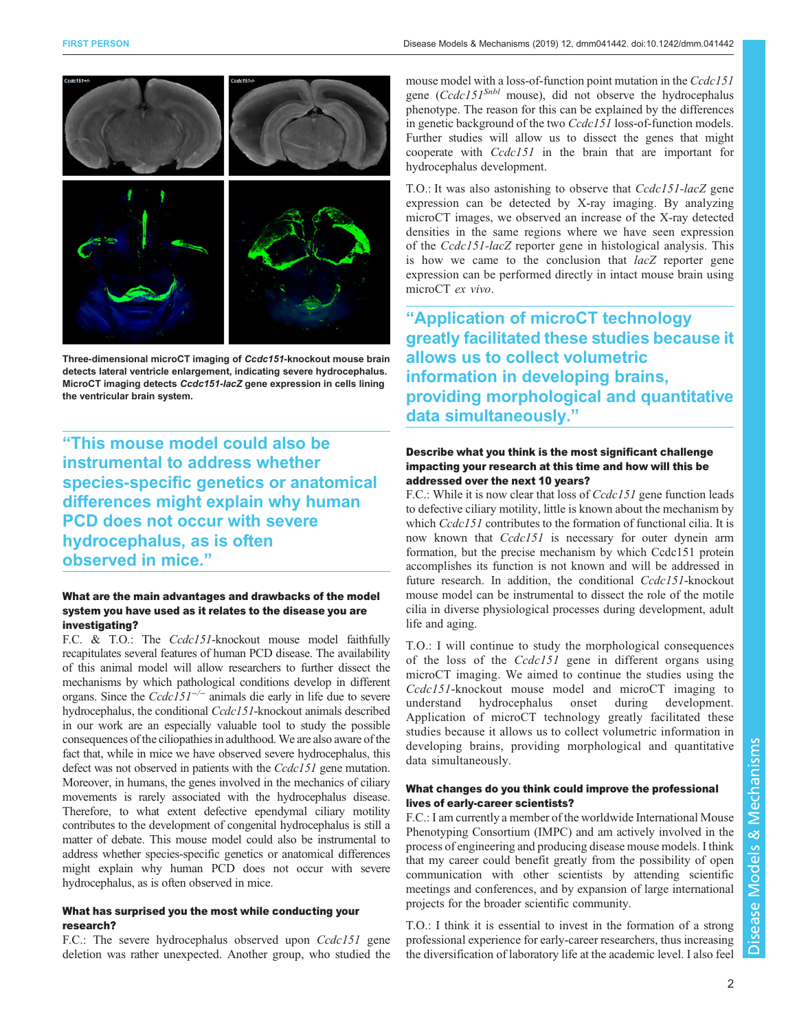Three-dimensional microCT imaging of ***Ccdc151*-knockout mouse brain detects lateral ventricle enlargement, indicating severe hydrocephalus. MicroCT imaging detects *Ccdc151-lacZ* gene expression in cells lining the ventricular brain system.**

> "This mouse model could also be instrumental to address whether species-specific genetics or anatomical differences might explain why human PCD does not occur with severe hydrocephalus, as is often observed in mice."

### What are the main advantages and drawbacks of the model system you have used as it relates to the disease you are investigating?

F.C. & T.O.: The *Ccdc151*-knockout mouse model faithfully recapitulates several features of human PCD disease. The availability of this animal model will allow researchers to further dissect the mechanisms by which pathological conditions develop in different organs. Since the *Ccdc151*$^{-/-}$ animals die early in life due to severe hydrocephalus, the conditional *Ccdc151*-knockout animals described in our work are an especially valuable tool to study the possible consequences of the ciliopathies in adulthood. We are also aware of the fact that, while in mice we have observed severe hydrocephalus, this defect was not observed in patients with the *Ccdc151* gene mutation. Moreover, in humans, the genes involved in the mechanics of ciliary movements is rarely associated with the hydrocephalus disease. Therefore, to what extent defective ependymal ciliary motility contributes to the development of congenital hydrocephalus is still a matter of debate. This mouse model could also be instrumental to address whether species-specific genetics or anatomical differences might explain why human PCD does not occur with severe hydrocephalus, as is often observed in mice.

### What has surprised you the most while conducting your research?

F.C.: The severe hydrocephalus observed upon *Ccdc151* gene deletion was rather unexpected. Another group, who studied the mouse model with a loss-of-function point mutation in the *Ccdc151* gene (*Ccdc151*$^{Snbl}$ mouse), did not observe the hydrocephalus phenotype. The reason for this can be explained by the differences in genetic background of the two *Ccdc151* loss-of-function models. Further studies will allow us to dissect the genes that might cooperate with *Ccdc151* in the brain that are important for hydrocephalus development.

T.O.: It was also astonishing to observe that *Ccdc151-lacZ* gene expression can be detected by X-ray imaging. By analyzing microCT images, we observed an increase of the X-ray detected densities in the same regions where we have seen expression of the *Ccdc151-lacZ* reporter gene in histological analysis. This is how we came to the conclusion that *lacZ* reporter gene expression can be performed directly in intact mouse brain using microCT *ex vivo*.

> "Application of microCT technology greatly facilitated these studies because it allows us to collect volumetric information in developing brains, providing morphological and quantitative data simultaneously."

### Describe what you think is the most significant challenge impacting your research at this time and how will this be addressed over the next 10 years?

F.C.: While it is now clear that loss of *Ccdc151* gene function leads to defective ciliary motility, little is known about the mechanism by which *Ccdc151* contributes to the formation of functional cilia. It is now known that *Ccdc151* is necessary for outer dynein arm formation, but the precise mechanism by which Ccdc151 protein accomplishes its function is not known and will be addressed in future research. In addition, the conditional *Ccdc151*-knockout mouse model can be instrumental to dissect the role of the motile cilia in diverse physiological processes during development, adult life and aging.

T.O.: I will continue to study the morphological consequences of the loss of the *Ccdc151* gene in different organs using microCT imaging. We aimed to continue the studies using the *Ccdc151*-knockout mouse model and microCT imaging to understand hydrocephalus onset during development. Application of microCT technology greatly facilitated these studies because it allows us to collect volumetric information in developing brains, providing morphological and quantitative data simultaneously.

### What changes do you think could improve the professional lives of early-career scientists?

F.C.: I am currently a member of the worldwide International Mouse Phenotyping Consortium (IMPC) and am actively involved in the process of engineering and producing disease mouse models. I think that my career could benefit greatly from the possibility of open communication with other scientists by attending scientific meetings and conferences, and by expansion of large international projects for the broader scientific community.

T.O.: I think it is essential to invest in the formation of a strong professional experience for early-career researchers, thus increasing the diversification of laboratory life at the academic level. I also feel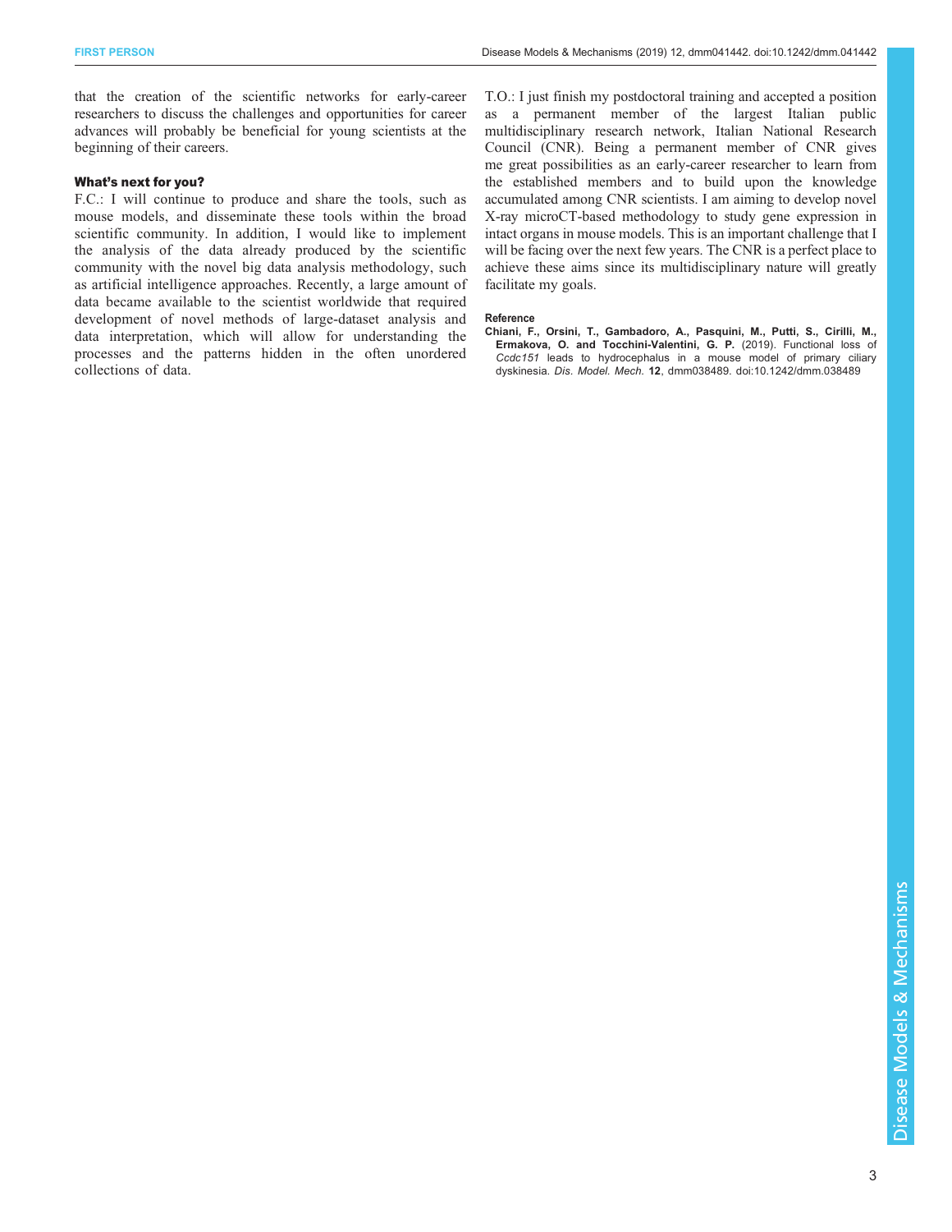that the creation of the scientific networks for early-career researchers to discuss the challenges and opportunities for career advances will probably be beneficial for young scientists at the beginning of their careers.

### What's next for you?

F.C.: I will continue to produce and share the tools, such as mouse models, and disseminate these tools within the broad scientific community. In addition, I would like to implement the analysis of the data already produced by the scientific community with the novel big data analysis methodology, such as artificial intelligence approaches. Recently, a large amount of data became available to the scientist worldwide that required development of novel methods of large-dataset analysis and data interpretation, which will allow for understanding the processes and the patterns hidden in the often unordered collections of data.

T.O.: I just finish my postdoctoral training and accepted a position as a permanent member of the largest Italian public multidisciplinary research network, Italian National Research Council (CNR). Being a permanent member of CNR gives me great possibilities as an early-career researcher to learn from the established members and to build upon the knowledge accumulated among CNR scientists. I am aiming to develop novel X-ray microCT-based methodology to study gene expression in intact organs in mouse models. This is an important challenge that I will be facing over the next few years. The CNR is a perfect place to achieve these aims since its multidisciplinary nature will greatly facilitate my goals.

#### Reference

**Chiani, F., Orsini, T., Gambadoro, A., Pasquini, M., Putti, S., Cirilli, M., Ermakova, O. and Tocchini-Valentini, G. P.** (2019). Functional loss of *Ccdc151* leads to hydrocephalus in a mouse model of primary ciliary dyskinesia. *Dis. Model. Mech.* **12**, dmm038489. doi:10.1242/dmm.038489